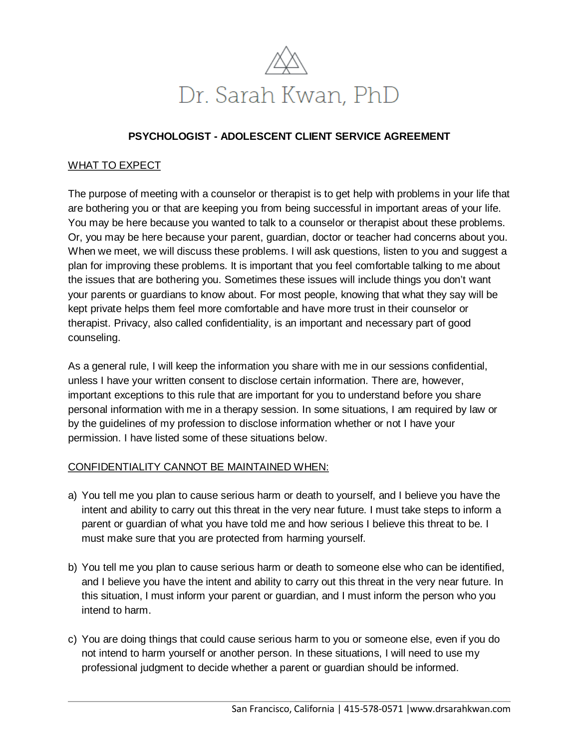# Dr. Sarah Kwan, PhD

## PSYCHOLOGIST - ADOLESCENT CLIENT SERVICE AGREEMENT

### WHAT TO EXPECT

The purpose of meeting with a counselor or therapist is to get help with problems in your life that are bothering you or that are keeping you from being successful in important areas of your life. You may be here because you wanted to talk to a counselor or therapist about these problems. Or, you may be here because your parent, guardian, doctor or teacher had concerns about you. When we meet, we will discuss these problems. I will ask questions, listen to you and suggest a plan for improving these problems. It is important that you feel comfortable talking to me about the issues that are bothering you. Sometimes these issues will include things you don't want your parents or guardians to know about. For most people, knowing that what they say will be kept private helps them feel more comfortable and have more trust in their counselor or therapist. Privacy, also called confidentiality, is an important and necessary part of good counseling.

As a general rule, I will keep the information you share with me in our sessions confidential, unless I have your written consent to disclose certain information. There are, however, important exceptions to this rule that are important for you to understand before you share personal information with me in a therapy session. In some situations, I am required by law or by the guidelines of my profession to disclose information whether or not I have your permission. I have listed some of these situations below.

### CONFIDENTIALITY CANNOT BE MAINTAINED WHEN:

a) You tell me you plan to cause serious harm or death to yourself, and I believe you have the intent and ability to carry out this threat in the very near future. I must take steps to inform a parent or guardian of what you have told me and how serious I believe this threat to be. I must make sure that you are protected from harming yourself.

b) You tell me you plan to cause serious harm or death to someone else who can be identified, and I believe you have the intent and ability to carry out this threat in the very near future. In this situation, I must inform your parent or guardian, and I must inform the person who you intend to harm.

c) You are doing things that could cause serious harm to you or someone else, even if you do not intend to harm yourself or another person. In these situations, I will need to use my professional judgment to decide whether a parent or guardian should be informed.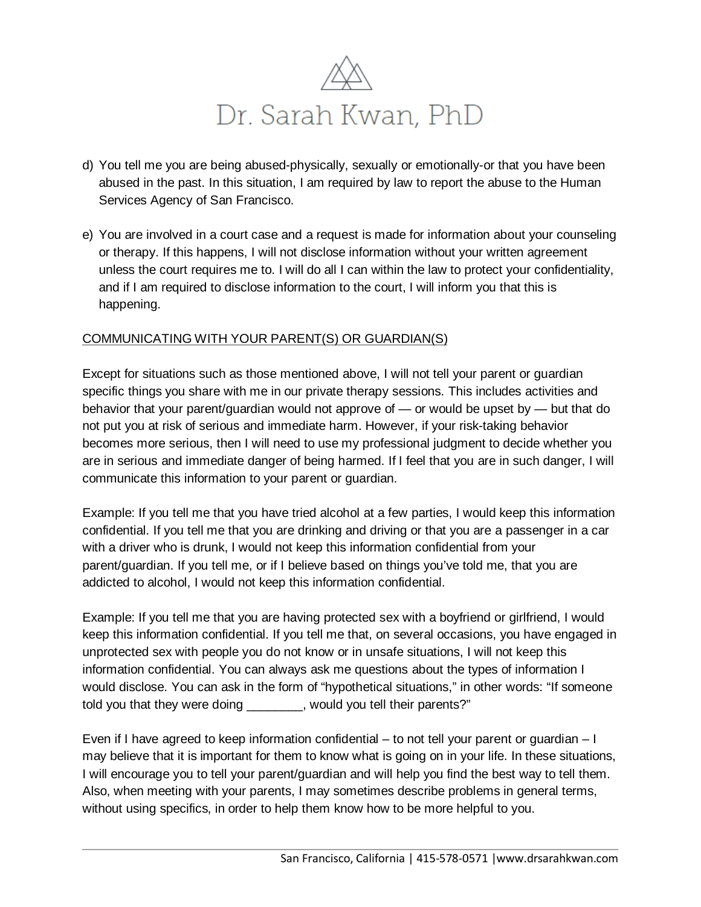d) You tell me you are being abused-physically, sexually or emotionally-or that you have been abused in the past. In this situation, I am required by law to report the abuse to the Human Services Agency of San Francisco.

e) You are involved in a court case and a request is made for information about your counseling or therapy. If this happens, I will not disclose information without your written agreement unless the court requires me to. I will do all I can within the law to protect your confidentiality, and if I am required to disclose information to the court, I will inform you that this is happening.

<u>COMMUNICATING WITH YOUR PARENT(S) OR GUARDIAN(S)</u>

Except for situations such as those mentioned above, I will not tell your parent or guardian specific things you share with me in our private therapy sessions. This includes activities and behavior that your parent/guardian would not approve of — or would be upset by — but that do not put you at risk of serious and immediate harm. However, if your risk-taking behavior becomes more serious, then I will need to use my professional judgment to decide whether you are in serious and immediate danger of being harmed. If I feel that you are in such danger, I will communicate this information to your parent or guardian.

Example: If you tell me that you have tried alcohol at a few parties, I would keep this information confidential. If you tell me that you are drinking and driving or that you are a passenger in a car with a driver who is drunk, I would not keep this information confidential from your parent/guardian. If you tell me, or if I believe based on things you've told me, that you are addicted to alcohol, I would not keep this information confidential.

Example: If you tell me that you are having protected sex with a boyfriend or girlfriend, I would keep this information confidential. If you tell me that, on several occasions, you have engaged in unprotected sex with people you do not know or in unsafe situations, I will not keep this information confidential. You can always ask me questions about the types of information I would disclose. You can ask in the form of "hypothetical situations," in other words: "If someone told you that they were doing ________, would you tell their parents?"

Even if I have agreed to keep information confidential – to not tell your parent or guardian – I may believe that it is important for them to know what is going on in your life. In these situations, I will encourage you to tell your parent/guardian and will help you find the best way to tell them. Also, when meeting with your parents, I may sometimes describe problems in general terms, without using specifics, in order to help them know how to be more helpful to you.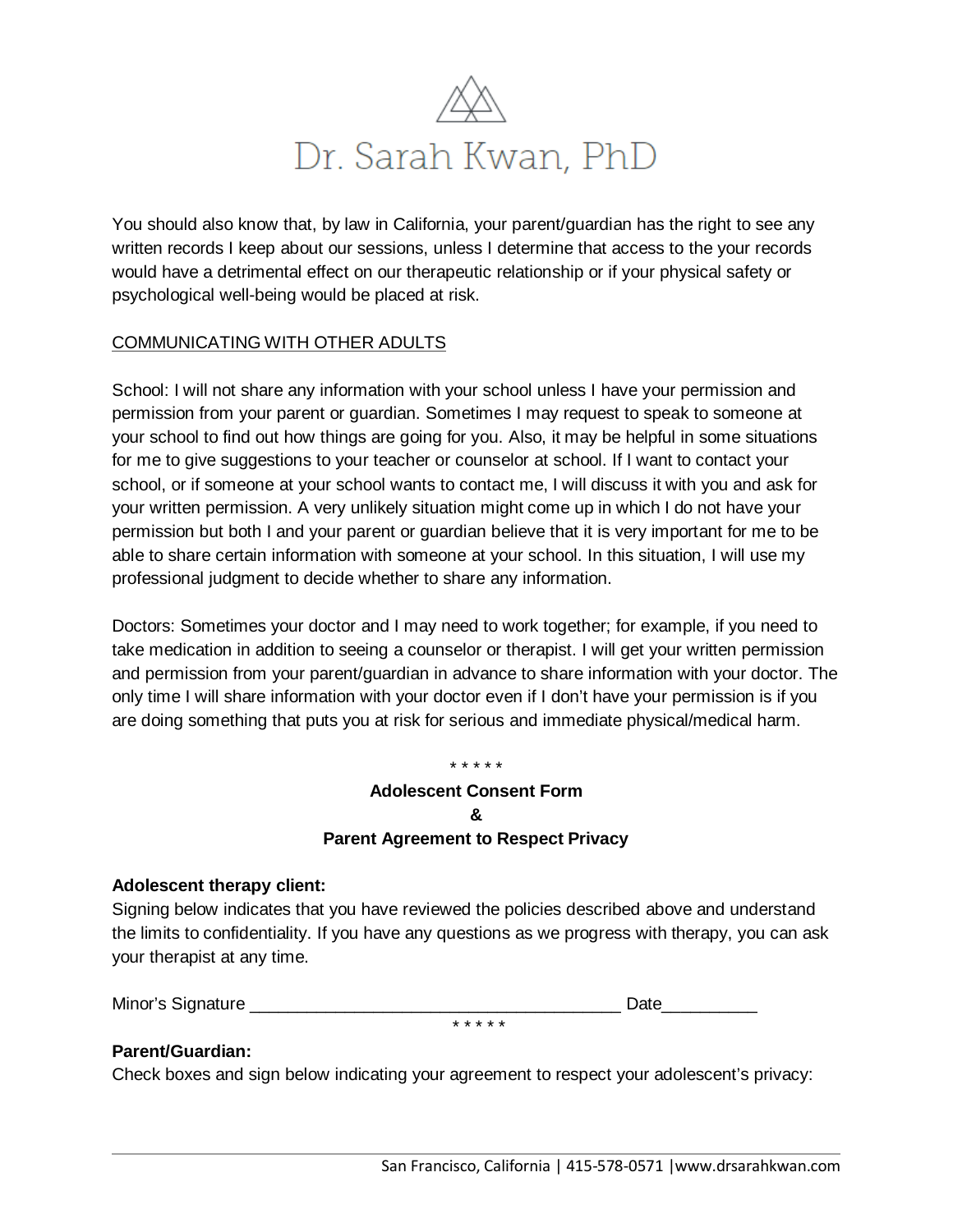You should also know that, by law in California, your parent/guardian has the right to see any written records I keep about our sessions, unless I determine that access to the your records would have a detrimental effect on our therapeutic relationship or if your physical safety or psychological well-being would be placed at risk.

<u>COMMUNICATING WITH OTHER ADULTS</u>

School: I will not share any information with your school unless I have your permission and permission from your parent or guardian. Sometimes I may request to speak to someone at your school to find out how things are going for you. Also, it may be helpful in some situations for me to give suggestions to your teacher or counselor at school. If I want to contact your school, or if someone at your school wants to contact me, I will discuss it with you and ask for your written permission. A very unlikely situation might come up in which I do not have your permission but both I and your parent or guardian believe that it is very important for me to be able to share certain information with someone at your school. In this situation, I will use my professional judgment to decide whether to share any information.

Doctors: Sometimes your doctor and I may need to work together; for example, if you need to take medication in addition to seeing a counselor or therapist. I will get your written permission and permission from your parent/guardian in advance to share information with your doctor. The only time I will share information with your doctor even if I don't have your permission is if you are doing something that puts you at risk for serious and immediate physical/medical harm.

* * * * *

**Adolescent Consent Form**
**&**
**Parent Agreement to Respect Privacy**

**Adolescent therapy client:**
Signing below indicates that you have reviewed the policies described above and understand the limits to confidentiality. If you have any questions as we progress with therapy, you can ask your therapist at any time.

Minor's Signature _______________________________________ Date__________

* * * * *

**Parent/Guardian:**
Check boxes and sign below indicating your agreement to respect your adolescent's privacy: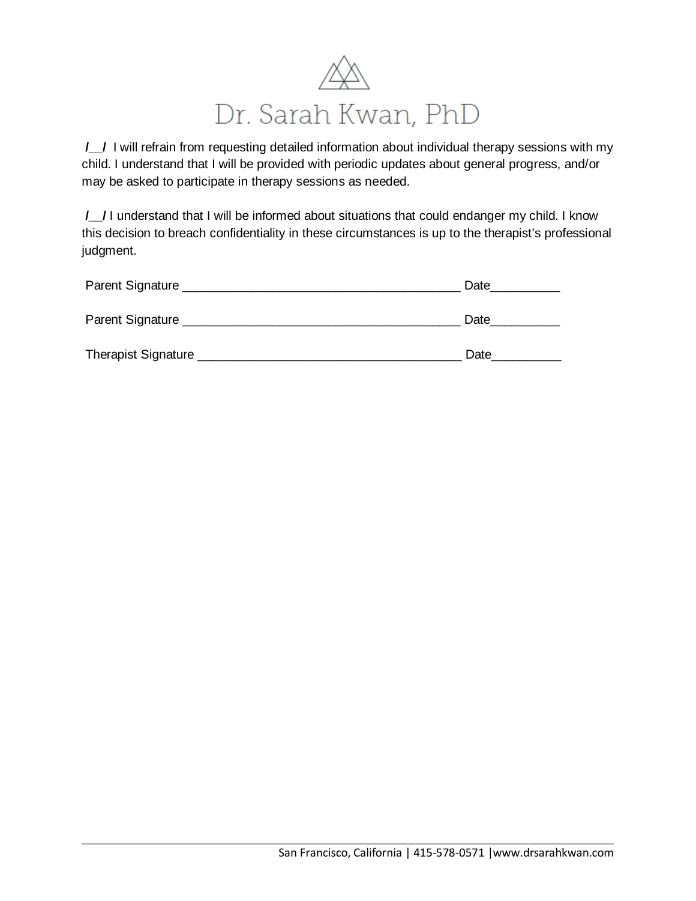**/__/** I will refrain from requesting detailed information about individual therapy sessions with my child. I understand that I will be provided with periodic updates about general progress, and/or may be asked to participate in therapy sessions as needed.

**/__/** I understand that I will be informed about situations that could endanger my child. I know this decision to breach confidentiality in these circumstances is up to the therapist's professional judgment.

Parent Signature ________________________________________ Date__________

Parent Signature ________________________________________ Date__________

Therapist Signature ______________________________________ Date__________